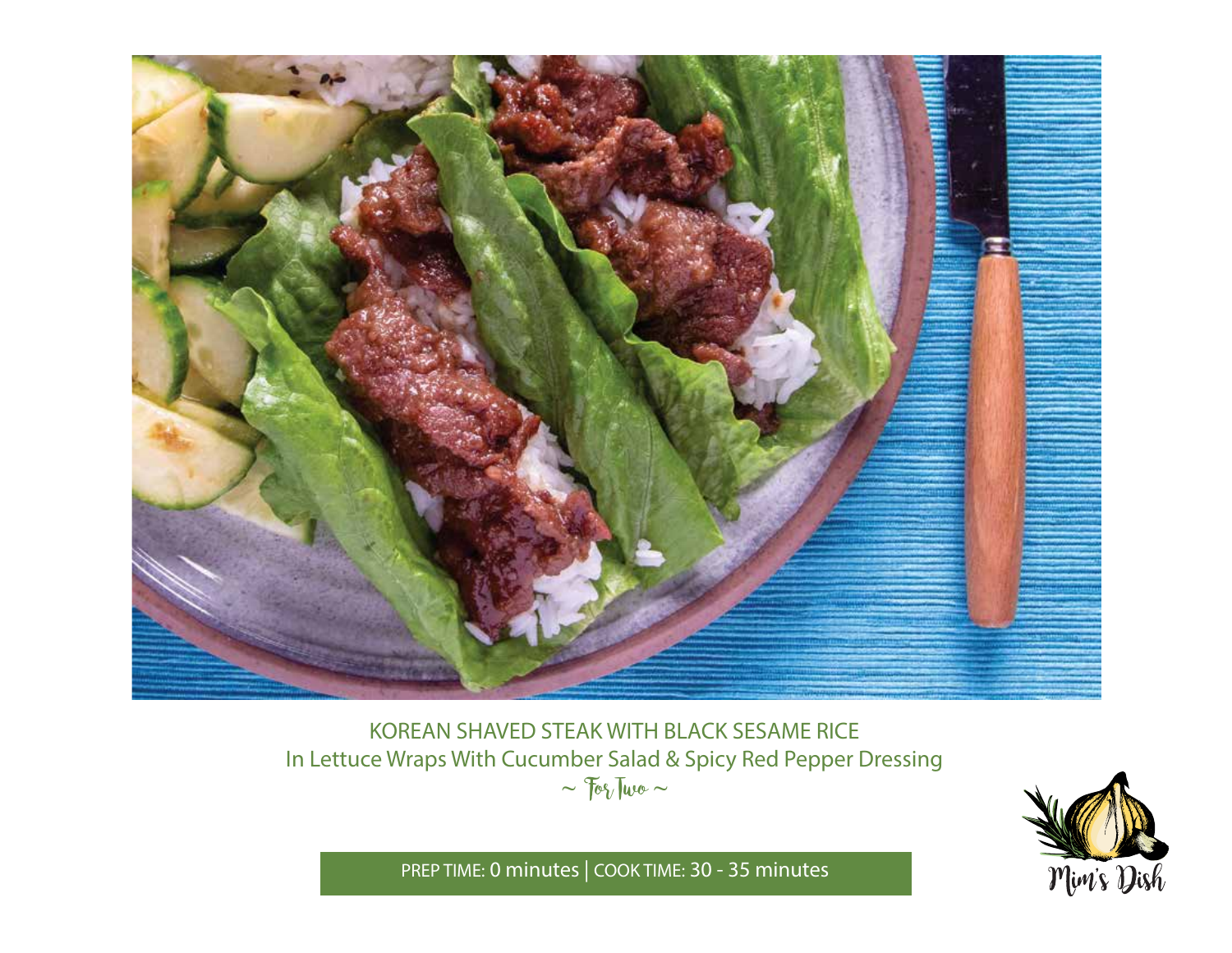# KOREAN SHAVED STEAK WITH BLACK SESAME RICE

In Lettuce Wraps With Cucumber Salad & Spicy Red Pepper Dressing

~ For Two ~

PREP TIME: 0 minutes | COOK TIME: 30 - 35 minutes

Mim's Dish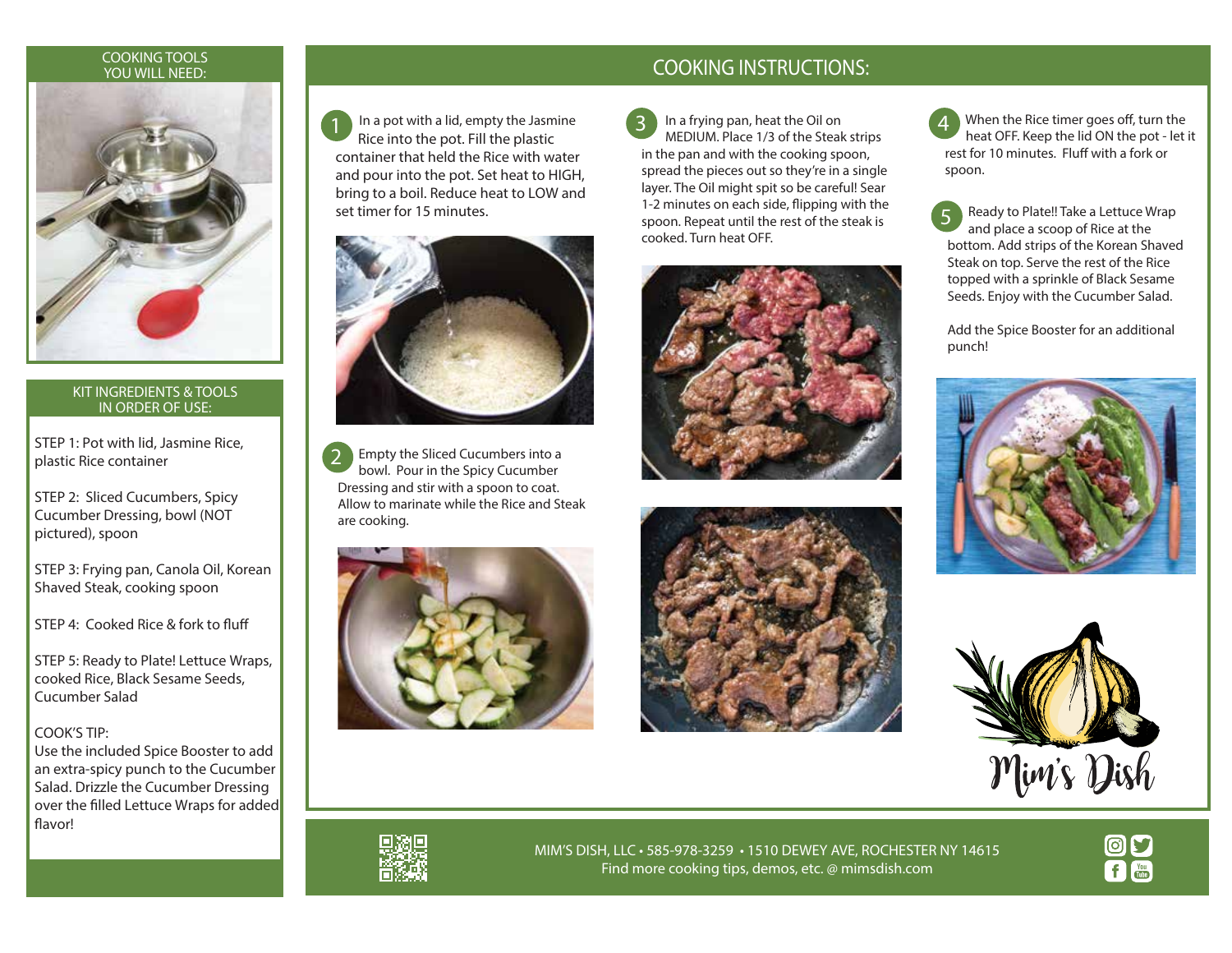## COOKING TOOLS YOU WILL NEED:

## KIT INGREDIENTS & TOOLS IN ORDER OF USE:

STEP 1: Pot with lid, Jasmine Rice, plastic Rice container

STEP 2: Sliced Cucumbers, Spicy Cucumber Dressing, bowl (NOT pictured), spoon

STEP 3: Frying pan, Canola Oil, Korean Shaved Steak, cooking spoon

STEP 4: Cooked Rice & fork to fluff

STEP 5: Ready to Plate! Lettuce Wraps, cooked Rice, Black Sesame Seeds, Cucumber Salad

COOK'S TIP:
Use the included Spice Booster to add an extra-spicy punch to the Cucumber Salad. Drizzle the Cucumber Dressing over the filled Lettuce Wraps for added flavor!

## COOKING INSTRUCTIONS:

1. In a pot with a lid, empty the Jasmine Rice into the pot. Fill the plastic container that held the Rice with water and pour into the pot. Set heat to HIGH, bring to a boil. Reduce heat to LOW and set timer for 15 minutes.

2. Empty the Sliced Cucumbers into a bowl. Pour in the Spicy Cucumber Dressing and stir with a spoon to coat. Allow to marinate while the Rice and Steak are cooking.

3. In a frying pan, heat the Oil on MEDIUM. Place 1/3 of the Steak strips in the pan and with the cooking spoon, spread the pieces out so they're in a single layer. The Oil might spit so be careful! Sear 1-2 minutes on each side, flipping with the spoon. Repeat until the rest of the steak is cooked. Turn heat OFF.

4. When the Rice timer goes off, turn the heat OFF. Keep the lid ON the pot - let it rest for 10 minutes. Fluff with a fork or spoon.

5. Ready to Plate!! Take a Lettuce Wrap and place a scoop of Rice at the bottom. Add strips of the Korean Shaved Steak on top. Serve the rest of the Rice topped with a sprinkle of Black Sesame Seeds. Enjoy with the Cucumber Salad.

Add the Spice Booster for an additional punch!

Mim's Dish

MIM'S DISH, LLC • 585-978-3259 • 1510 DEWEY AVE, ROCHESTER NY 14615
Find more cooking tips, demos, etc. @ mimsdish.com